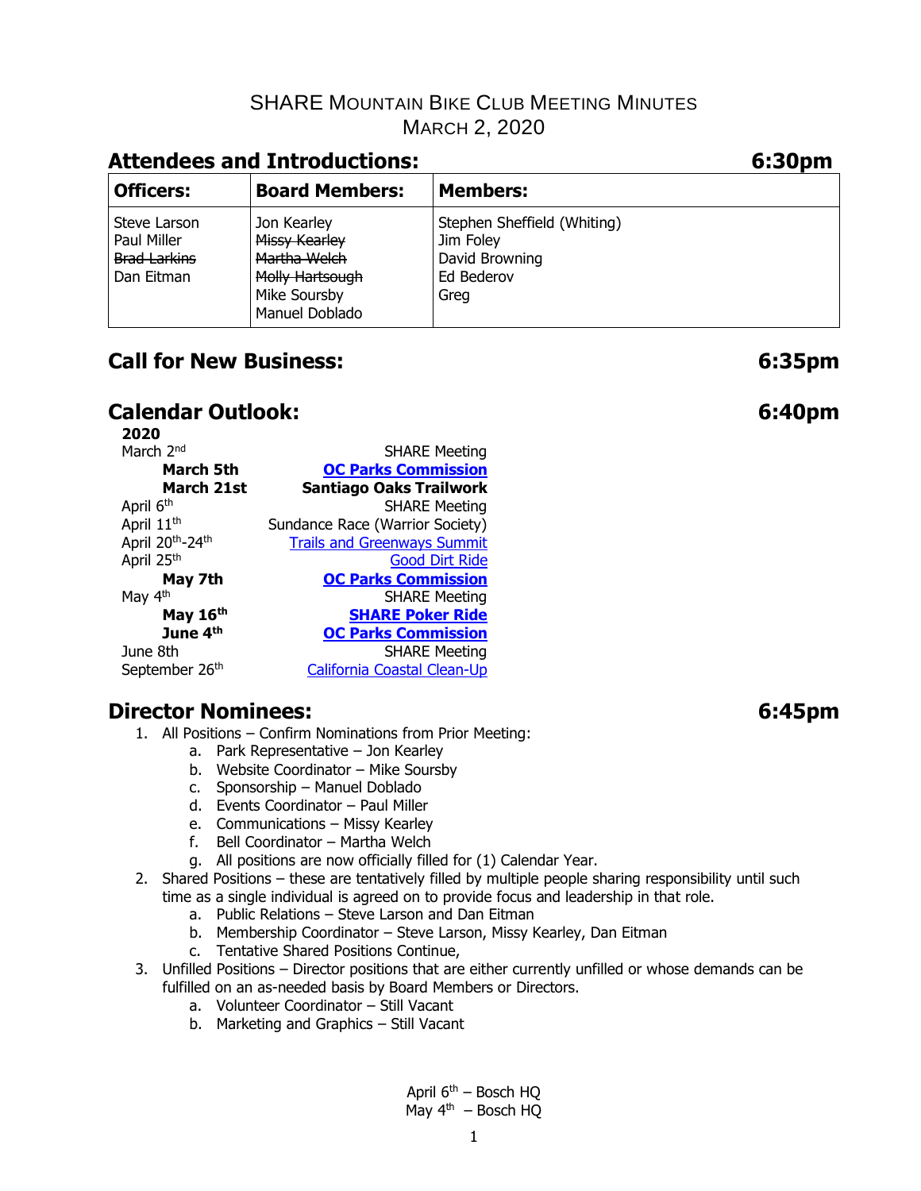# SHARE Mountain Bike Club Meeting Minutes

March 2, 2020

## Attendees and Introductions: 6:30pm

| Officers: | Board Members: | Members: |
|---|---|---|
| Steve Larson<br>Paul Miller<br>~~Brad Larkins~~<br>Dan Eitman | Jon Kearley<br>~~Missy Kearley~~<br>~~Martha Welch~~<br>~~Molly Hartsough~~<br>Mike Soursby<br>Manuel Doblado | Stephen Sheffield (Whiting)<br>Jim Foley<br>David Browning<br>Ed Bederov<br>Greg |

## Call for New Business: 6:35pm

## Calendar Outlook: 6:40pm

**2020**

| Date | Event |
|---|---|
| March 2nd | SHARE Meeting |
| **March 5th** | **OC Parks Commission** |
| **March 21st** | **Santiago Oaks Trailwork** |
| April 6th | SHARE Meeting |
| April 11th | Sundance Race (Warrior Society) |
| April 20th-24th | Trails and Greenways Summit |
| April 25th | Good Dirt Ride |
| **May 7th** | **OC Parks Commission** |
| May 4th | SHARE Meeting |
| **May 16th** | **SHARE Poker Ride** |
| **June 4th** | **OC Parks Commission** |
| June 8th | SHARE Meeting |
| September 26th | California Coastal Clean-Up |

## Director Nominees: 6:45pm

1. All Positions – Confirm Nominations from Prior Meeting:
   a. Park Representative – Jon Kearley
   b. Website Coordinator – Mike Soursby
   c. Sponsorship – Manuel Doblado
   d. Events Coordinator – Paul Miller
   e. Communications – Missy Kearley
   f. Bell Coordinator – Martha Welch
   g. All positions are now officially filled for (1) Calendar Year.
2. Shared Positions – these are tentatively filled by multiple people sharing responsibility until such time as a single individual is agreed on to provide focus and leadership in that role.
   a. Public Relations – Steve Larson and Dan Eitman
   b. Membership Coordinator – Steve Larson, Missy Kearley, Dan Eitman
   c. Tentative Shared Positions Continue,
3. Unfilled Positions – Director positions that are either currently unfilled or whose demands can be fulfilled on an as-needed basis by Board Members or Directors.
   a. Volunteer Coordinator – Still Vacant
   b. Marketing and Graphics – Still Vacant

April 6th – Bosch HQ
May 4th – Bosch HQ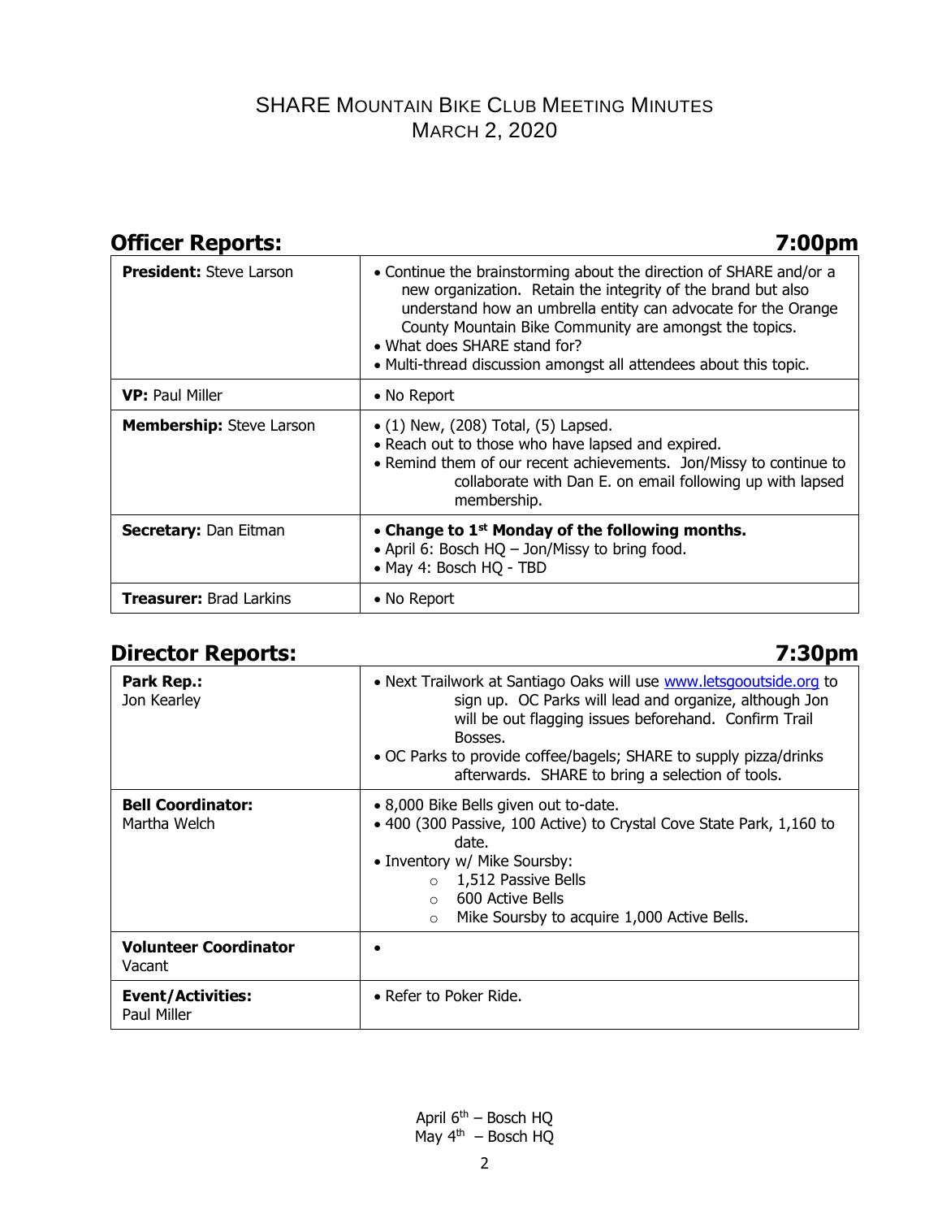# SHARE Mountain Bike Club Meeting Minutes
## March 2, 2020

## Officer Reports: 7:00pm

| | |
|---|---|
| **President:** Steve Larson | • Continue the brainstorming about the direction of SHARE and/or a new organization. Retain the integrity of the brand but also understand how an umbrella entity can advocate for the Orange County Mountain Bike Community are amongst the topics.<br>• What does SHARE stand for?<br>• Multi-thread discussion amongst all attendees about this topic. |
| **VP:** Paul Miller | • No Report |
| **Membership:** Steve Larson | • (1) New, (208) Total, (5) Lapsed.<br>• Reach out to those who have lapsed and expired.<br>• Remind them of our recent achievements. Jon/Missy to continue to collaborate with Dan E. on email following up with lapsed membership. |
| **Secretary:** Dan Eitman | • **Change to 1st Monday of the following months.**<br>• April 6: Bosch HQ – Jon/Missy to bring food.<br>• May 4: Bosch HQ - TBD |
| **Treasurer:** Brad Larkins | • No Report |

## Director Reports: 7:30pm

| | |
|---|---|
| **Park Rep.:** Jon Kearley | • Next Trailwork at Santiago Oaks will use www.letsgooutside.org to sign up. OC Parks will lead and organize, although Jon will be out flagging issues beforehand. Confirm Trail Bosses.<br>• OC Parks to provide coffee/bagels; SHARE to supply pizza/drinks afterwards. SHARE to bring a selection of tools. |
| **Bell Coordinator:** Martha Welch | • 8,000 Bike Bells given out to-date.<br>• 400 (300 Passive, 100 Active) to Crystal Cove State Park, 1,160 to date.<br>• Inventory w/ Mike Soursby:<br>&nbsp;&nbsp;○ 1,512 Passive Bells<br>&nbsp;&nbsp;○ 600 Active Bells<br>&nbsp;&nbsp;○ Mike Soursby to acquire 1,000 Active Bells. |
| **Volunteer Coordinator** Vacant | • |
| **Event/Activities:** Paul Miller | • Refer to Poker Ride. |

April 6th – Bosch HQ
May 4th – Bosch HQ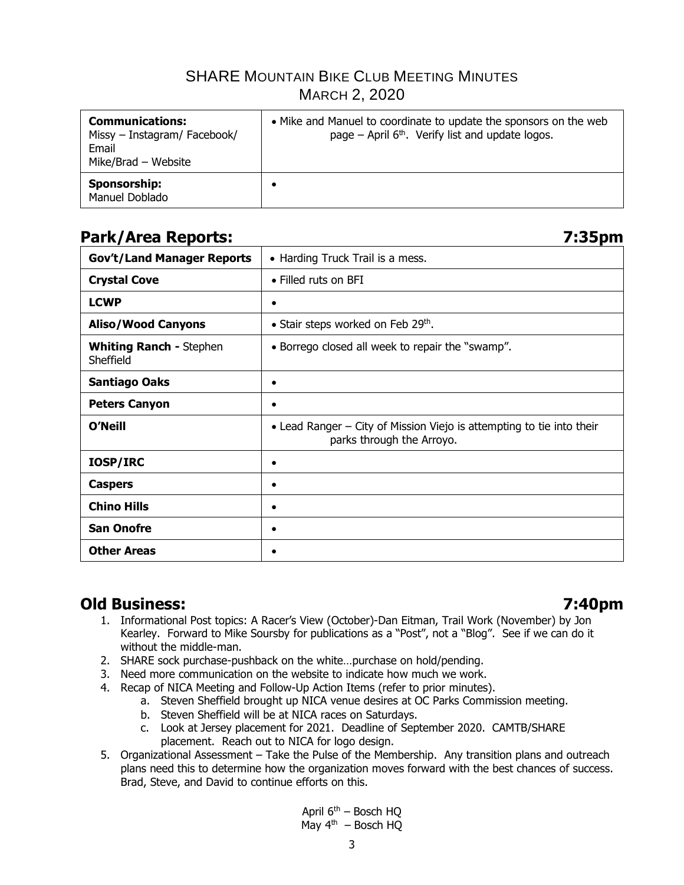# SHARE Mountain Bike Club Meeting Minutes

## March 2, 2020

| | |
|---|---|
| **Communications:** Missy – Instagram/ Facebook/ Email Mike/Brad – Website | • Mike and Manuel to coordinate to update the sponsors on the web page – April 6th. Verify list and update logos. |
| **Sponsorship:** Manuel Doblado | • |

## Park/Area Reports: 7:35pm

| | |
|---|---|
| **Gov't/Land Manager Reports** | • Harding Truck Trail is a mess. |
| **Crystal Cove** | • Filled ruts on BFI |
| **LCWP** | • |
| **Aliso/Wood Canyons** | • Stair steps worked on Feb 29th. |
| **Whiting Ranch -** Stephen Sheffield | • Borrego closed all week to repair the "swamp". |
| **Santiago Oaks** | • |
| **Peters Canyon** | • |
| **O'Neill** | • Lead Ranger – City of Mission Viejo is attempting to tie into their parks through the Arroyo. |
| **IOSP/IRC** | • |
| **Caspers** | • |
| **Chino Hills** | • |
| **San Onofre** | • |
| **Other Areas** | • |

## Old Business: 7:40pm

1. Informational Post topics: A Racer's View (October)-Dan Eitman, Trail Work (November) by Jon Kearley. Forward to Mike Soursby for publications as a "Post", not a "Blog". See if we can do it without the middle-man.
2. SHARE sock purchase-pushback on the white…purchase on hold/pending.
3. Need more communication on the website to indicate how much we work.
4. Recap of NICA Meeting and Follow-Up Action Items (refer to prior minutes).
   a. Steven Sheffield brought up NICA venue desires at OC Parks Commission meeting.
   b. Steven Sheffield will be at NICA races on Saturdays.
   c. Look at Jersey placement for 2021. Deadline of September 2020. CAMTB/SHARE placement. Reach out to NICA for logo design.
5. Organizational Assessment – Take the Pulse of the Membership. Any transition plans and outreach plans need this to determine how the organization moves forward with the best chances of success. Brad, Steve, and David to continue efforts on this.

April 6th – Bosch HQ
May 4th – Bosch HQ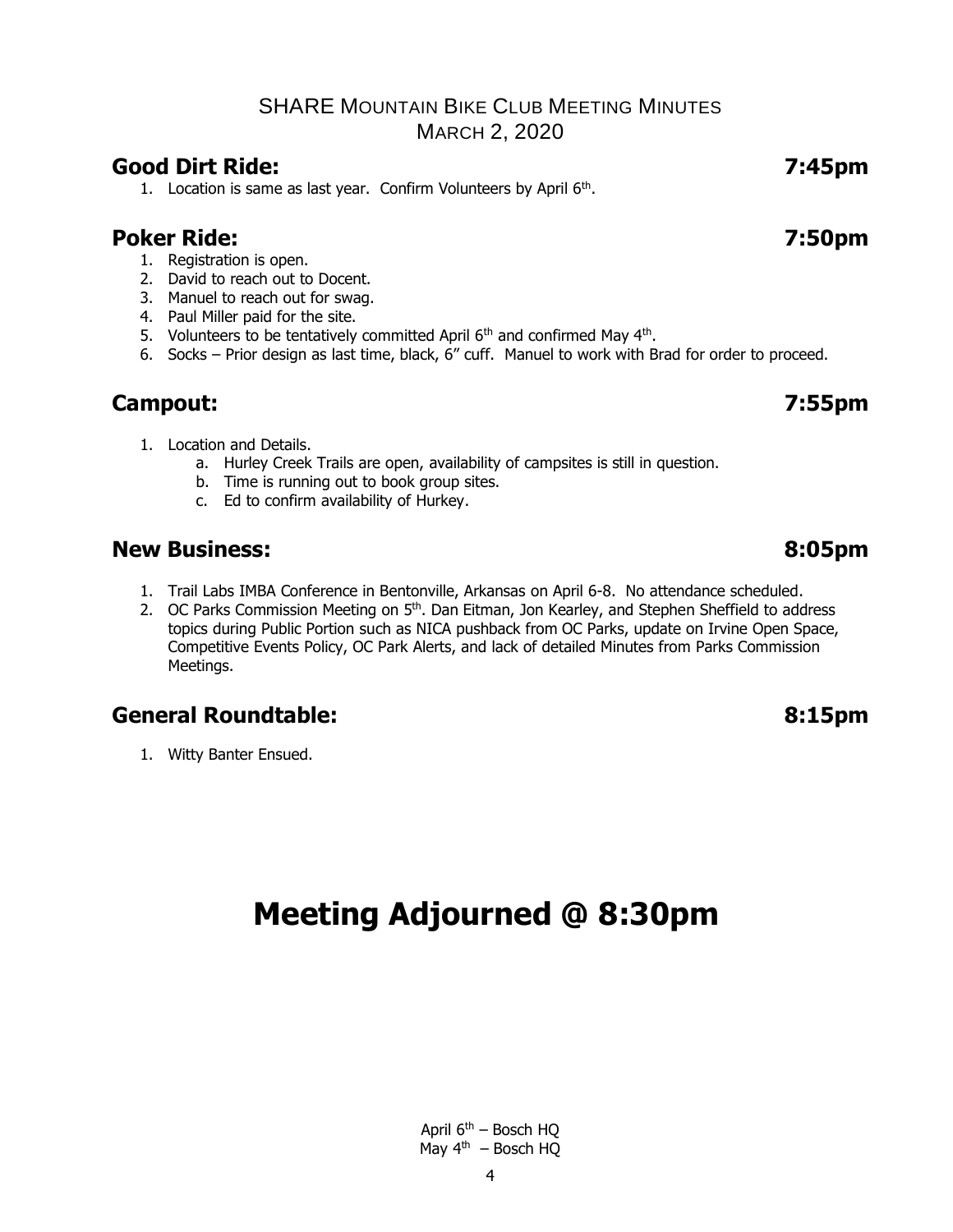SHARE MOUNTAIN BIKE CLUB MEETING MINUTES
MARCH 2, 2020

## Good Dirt Ride: 7:45pm

1. Location is same as last year. Confirm Volunteers by April 6th.

## Poker Ride: 7:50pm

1. Registration is open.
2. David to reach out to Docent.
3. Manuel to reach out for swag.
4. Paul Miller paid for the site.
5. Volunteers to be tentatively committed April 6th and confirmed May 4th.
6. Socks – Prior design as last time, black, 6" cuff. Manuel to work with Brad for order to proceed.

## Campout: 7:55pm

1. Location and Details.
   a. Hurley Creek Trails are open, availability of campsites is still in question.
   b. Time is running out to book group sites.
   c. Ed to confirm availability of Hurkey.

## New Business: 8:05pm

1. Trail Labs IMBA Conference in Bentonville, Arkansas on April 6-8. No attendance scheduled.
2. OC Parks Commission Meeting on 5th. Dan Eitman, Jon Kearley, and Stephen Sheffield to address topics during Public Portion such as NICA pushback from OC Parks, update on Irvine Open Space, Competitive Events Policy, OC Park Alerts, and lack of detailed Minutes from Parks Commission Meetings.

## General Roundtable: 8:15pm

1. Witty Banter Ensued.

# Meeting Adjourned @ 8:30pm

April 6th – Bosch HQ
May 4th – Bosch HQ